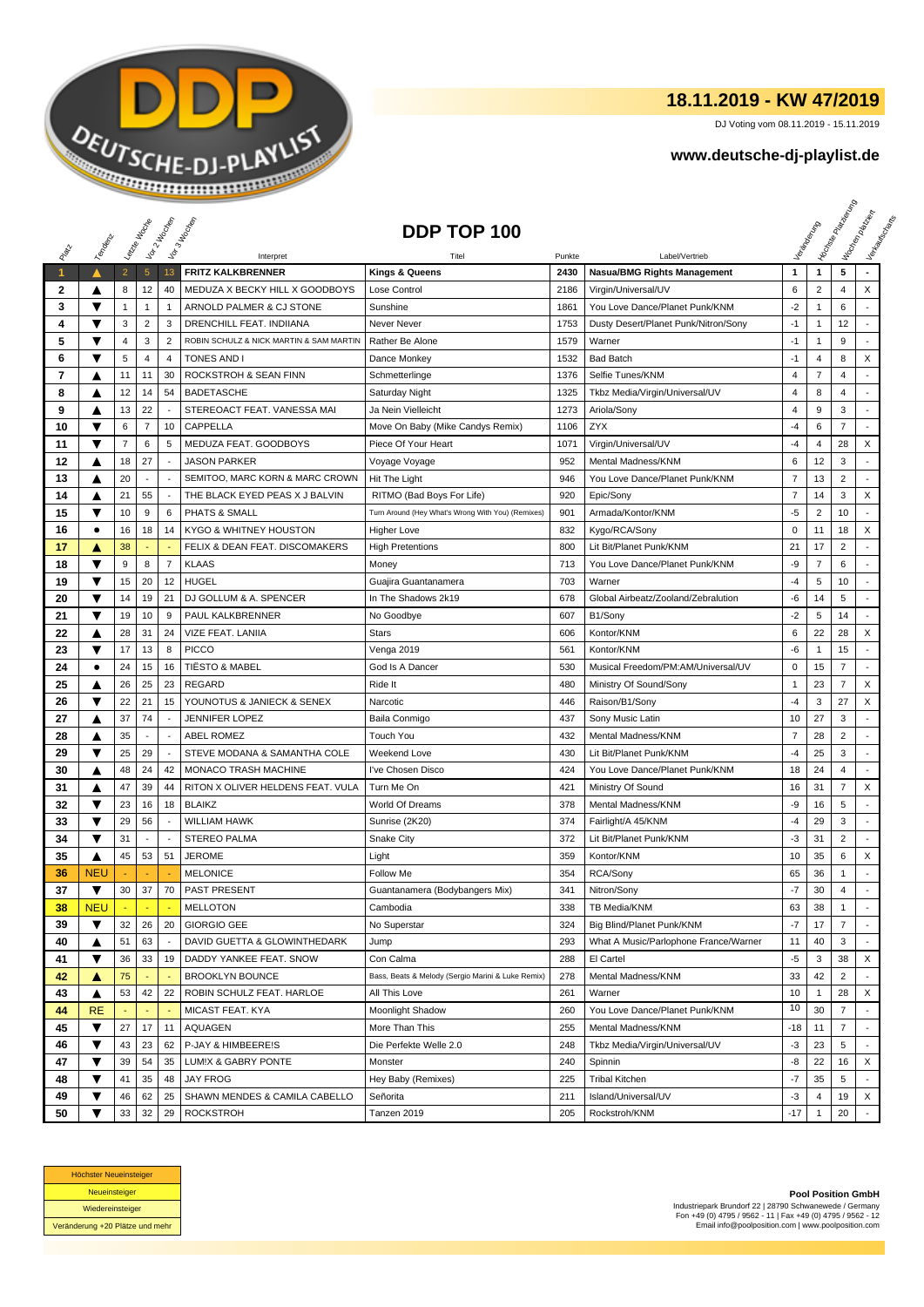# 18.11.2019 - KW 47/2019

DJ Voting vom 08.11.2019 - 15.11.2019

**www.deutsche-dj-playlist.de**

## DDP TOP 100

| Platz | Tendenz | Letzte Woche | Vor 2 Wochen | Vor 3 Wochen | Interpret | Titel | Punkte | Label/Vertrieb | Veränderung | Höchste Platzierung | Wochen platziert | Verkaufscharts |
|---|---|---|---|---|---|---|---|---|---|---|---|---|
| 1 | ▲ | 2 | 5 | 13 | FRITZ KALKBRENNER | Kings & Queens | 2430 | Nasua/BMG Rights Management | 1 | 1 | 5 | - |
| 2 | ▲ | 8 | 12 | 40 | MEDUZA X BECKY HILL X GOODBOYS | Lose Control | 2186 | Virgin/Universal/UV | 6 | 2 | 4 | X |
| 3 | ▼ | 1 | 1 | 1 | ARNOLD PALMER & CJ STONE | Sunshine | 1861 | You Love Dance/Planet Punk/KNM | -2 | 1 | 6 | - |
| 4 | ▼ | 3 | 2 | 3 | DRENCHILL FEAT. INDIIANA | Never Never | 1753 | Dusty Desert/Planet Punk/Nitron/Sony | -1 | 1 | 12 | - |
| 5 | ▼ | 4 | 3 | 2 | ROBIN SCHULZ & NICK MARTIN & SAM MARTIN | Rather Be Alone | 1579 | Warner | -1 | 1 | 9 | - |
| 6 | ▼ | 5 | 4 | 4 | TONES AND I | Dance Monkey | 1532 | Bad Batch | -1 | 4 | 8 | X |
| 7 | ▲ | 11 | 11 | 30 | ROCKSTROH & SEAN FINN | Schmetterlinge | 1376 | Selfie Tunes/KNM | 4 | 7 | 4 | - |
| 8 | ▲ | 12 | 14 | 54 | BADETASCHE | Saturday Night | 1325 | Tkbz Media/Virgin/Universal/UV | 4 | 8 | 4 | - |
| 9 | ▲ | 13 | 22 | - | STEREOACT FEAT. VANESSA MAI | Ja Nein Vielleicht | 1273 | Ariola/Sony | 4 | 9 | 3 | - |
| 10 | ▼ | 6 | 7 | 10 | CAPPELLA | Move On Baby (Mike Candys Remix) | 1106 | ZYX | -4 | 6 | 7 | - |
| 11 | ▼ | 7 | 6 | 5 | MEDUZA FEAT. GOODBOYS | Piece Of Your Heart | 1071 | Virgin/Universal/UV | -4 | 4 | 28 | X |
| 12 | ▲ | 18 | 27 | - | JASON PARKER | Voyage Voyage | 952 | Mental Madness/KNM | 6 | 12 | 3 | - |
| 13 | ▲ | 20 | - | - | SEMITOO, MARC KORN & MARC CROWN | Hit The Light | 946 | You Love Dance/Planet Punk/KNM | 7 | 13 | 2 | - |
| 14 | ▲ | 21 | 55 | - | THE BLACK EYED PEAS X J BALVIN | RITMO (Bad Boys For Life) | 920 | Epic/Sony | 7 | 14 | 3 | X |
| 15 | ▼ | 10 | 9 | 6 | PHATS & SMALL | Turn Around (Hey What's Wrong With You) (Remixes) | 901 | Armada/Kontor/KNM | -5 | 2 | 10 | - |
| 16 | ● | 16 | 18 | 14 | KYGO & WHITNEY HOUSTON | Higher Love | 832 | Kygo/RCA/Sony | 0 | 11 | 18 | X |
| 17 | ▲ | 38 | - | - | FELIX & DEAN FEAT. DISCOMAKERS | High Pretentions | 800 | Lit Bit/Planet Punk/KNM | 21 | 17 | 2 | - |
| 18 | ▼ | 9 | 8 | 7 | KLAAS | Money | 713 | You Love Dance/Planet Punk/KNM | -9 | 7 | 6 | - |
| 19 | ▼ | 15 | 20 | 12 | HUGEL | Guajira Guantanamera | 703 | Warner | -4 | 5 | 10 | - |
| 20 | ▼ | 14 | 19 | 21 | DJ GOLLUM & A. SPENCER | In The Shadows 2k19 | 678 | Global Airbeatz/Zooland/Zebralution | -6 | 14 | 5 | - |
| 21 | ▼ | 19 | 10 | 9 | PAUL KALKBRENNER | No Goodbye | 607 | B1/Sony | -2 | 5 | 14 | - |
| 22 | ▲ | 28 | 31 | 24 | VIZE FEAT. LANIIA | Stars | 606 | Kontor/KNM | 6 | 22 | 28 | X |
| 23 | ▼ | 17 | 13 | 8 | PICCO | Venga 2019 | 561 | Kontor/KNM | -6 | 1 | 15 | - |
| 24 | ● | 24 | 15 | 16 | TIËSTO & MABEL | God Is A Dancer | 530 | Musical Freedom/PM:AM/Universal/UV | 0 | 15 | 7 | - |
| 25 | ▲ | 26 | 25 | 23 | REGARD | Ride It | 480 | Ministry Of Sound/Sony | 1 | 23 | 7 | X |
| 26 | ▼ | 22 | 21 | 15 | YOUNOTUS & JANIECK & SENEX | Narcotic | 446 | Raison/B1/Sony | -4 | 3 | 27 | X |
| 27 | ▲ | 37 | 74 | - | JENNIFER LOPEZ | Baila Conmigo | 437 | Sony Music Latin | 10 | 27 | 3 | - |
| 28 | ▲ | 35 | - | - | ABEL ROMEZ | Touch You | 432 | Mental Madness/KNM | 7 | 28 | 2 | - |
| 29 | ▼ | 25 | 29 | - | STEVE MODANA & SAMANTHA COLE | Weekend Love | 430 | Lit Bit/Planet Punk/KNM | -4 | 25 | 3 | - |
| 30 | ▲ | 48 | 24 | 42 | MONACO TRASH MACHINE | I've Chosen Disco | 424 | You Love Dance/Planet Punk/KNM | 18 | 24 | 4 | - |
| 31 | ▲ | 47 | 39 | 44 | RITON X OLIVER HELDENS FEAT. VULA | Turn Me On | 421 | Ministry Of Sound | 16 | 31 | 7 | X |
| 32 | ▼ | 23 | 16 | 18 | BLAIKZ | World Of Dreams | 378 | Mental Madness/KNM | -9 | 16 | 5 | - |
| 33 | ▼ | 29 | 56 | - | WILLIAM HAWK | Sunrise (2K20) | 374 | Fairlight/A 45/KNM | -4 | 29 | 3 | - |
| 34 | ▼ | 31 | - | - | STEREO PALMA | Snake City | 372 | Lit Bit/Planet Punk/KNM | -3 | 31 | 2 | - |
| 35 | ▲ | 45 | 53 | 51 | JEROME | Light | 359 | Kontor/KNM | 10 | 35 | 6 | X |
| 36 | NEU | - | - | - | MELONICE | Follow Me | 354 | RCA/Sony | 65 | 36 | 1 | - |
| 37 | ▼ | 30 | 37 | 70 | PAST PRESENT | Guantanamera (Bodybangers Mix) | 341 | Nitron/Sony | -7 | 30 | 4 | - |
| 38 | NEU | - | - | - | MELLOTON | Cambodia | 338 | TB Media/KNM | 63 | 38 | 1 | - |
| 39 | ▼ | 32 | 26 | 20 | GIORGIO GEE | No Superstar | 324 | Big Blind/Planet Punk/KNM | -7 | 17 | 7 | - |
| 40 | ▲ | 51 | 63 | - | DAVID GUETTA & GLOWINTHEDARK | Jump | 293 | What A Music/Parlophone France/Warner | 11 | 40 | 3 | - |
| 41 | ▼ | 36 | 33 | 19 | DADDY YANKEE FEAT. SNOW | Con Calma | 288 | El Cartel | -5 | 3 | 38 | X |
| 42 | ▲ | 75 | - | - | BROOKLYN BOUNCE | Bass, Beats & Melody (Sergio Marini & Luke Remix) | 278 | Mental Madness/KNM | 33 | 42 | 2 | - |
| 43 | ▲ | 53 | 42 | 22 | ROBIN SCHULZ FEAT. HARLOE | All This Love | 261 | Warner | 10 | 1 | 28 | X |
| 44 | RE | - | - | - | MICAST FEAT. KYA | Moonlight Shadow | 260 | You Love Dance/Planet Punk/KNM | 10 | 30 | 7 | - |
| 45 | ▼ | 27 | 17 | 11 | AQUAGEN | More Than This | 255 | Mental Madness/KNM | -18 | 11 | 7 | - |
| 46 | ▼ | 43 | 23 | 62 | P-JAY & HIMBEERE!S | Die Perfekte Welle 2.0 | 248 | Tkbz Media/Virgin/Universal/UV | -3 | 23 | 5 | - |
| 47 | ▼ | 39 | 54 | 35 | LUM!X & GABRY PONTE | Monster | 240 | Spinnin | -8 | 22 | 16 | X |
| 48 | ▼ | 41 | 35 | 48 | JAY FROG | Hey Baby (Remixes) | 225 | Tribal Kitchen | -7 | 35 | 5 | - |
| 49 | ▼ | 46 | 62 | 25 | SHAWN MENDES & CAMILA CABELLO | Señorita | 211 | Island/Universal/UV | -3 | 4 | 19 | X |
| 50 | ▼ | 33 | 32 | 29 | ROCKSTROH | Tanzen 2019 | 205 | Rockstroh/KNM | -17 | 1 | 20 | - |

| Legende |
|---|
| Höchster Neueinsteiger |
| Neueinsteiger |
| Wiedereinsteiger |
| Veränderung +20 Plätze und mehr |

**Pool Position GmbH**
Industriepark Brundorf 22 | 28790 Schwanewede / Germany
Fon +49 (0) 4795 / 9562 - 11 | Fax +49 (0) 4795 / 9562 - 12
Email info@poolposition.com | www.poolposition.com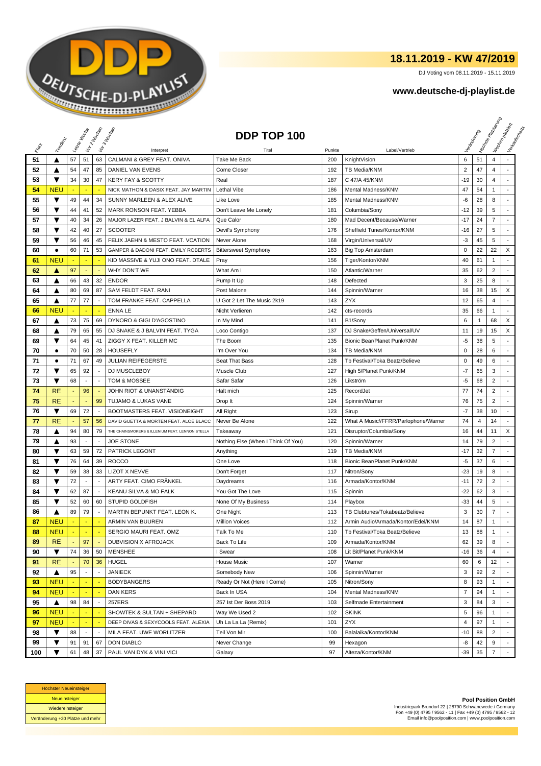DEUTSCHE-DJ-PLAYLIST

## 18.11.2019 - KW 47/2019

DJ Voting vom 08.11.2019 - 15.11.2019

**www.deutsche-dj-playlist.de**

# DDP TOP 100

| Platz | Tendenz | Letzte Woche | Vor 2 Wochen | Vor 3 Wochen | Interpret | Titel | Punkte | Label/Vertrieb | Veränderung | Höchste Platzierung | Wochen platziert | Verkaufscharts |
|---|---|---|---|---|---|---|---|---|---|---|---|---|
| 51 | ▲ | 57 | 51 | 63 | CALMANI & GREY FEAT. ONIVA | Take Me Back | 200 | KnightVision | 6 | 51 | 4 | - |
| 52 | ▲ | 54 | 47 | 85 | DANIEL VAN EVENS | Come Closer | 192 | TB Media/KNM | 2 | 47 | 4 | - |
| 53 | ▼ | 34 | 30 | 47 | KERY FAY & SCOTTY | Real | 187 | C 47/A 45/KNM | -19 | 30 | 4 | - |
| 54 | NEU | - | - | - | NICK MATHON & DASIX FEAT. JAY MARTIN | Lethal Vibe | 186 | Mental Madness/KNM | 47 | 54 | 1 | - |
| 55 | ▼ | 49 | 44 | 34 | SUNNY MARLEEN & ALEX ALIVE | Like Love | 185 | Mental Madness/KNM | -6 | 28 | 8 | - |
| 56 | ▼ | 44 | 41 | 52 | MARK RONSON FEAT. YEBBA | Don't Leave Me Lonely | 181 | Columbia/Sony | -12 | 39 | 5 | - |
| 57 | ▼ | 40 | 34 | 26 | MAJOR LAZER FEAT. J BALVIN & EL ALFA | Que Calor | 180 | Mad Decent/Because/Warner | -17 | 24 | 7 | - |
| 58 | ▼ | 42 | 40 | 27 | SCOOTER | Devil's Symphony | 176 | Sheffield Tunes/Kontor/KNM | -16 | 27 | 5 | - |
| 59 | ▼ | 56 | 46 | 45 | FELIX JAEHN & MESTO FEAT. VCATION | Never Alone | 168 | Virgin/Universal/UV | -3 | 45 | 5 | - |
| 60 | ● | 60 | 71 | 53 | GAMPER & DADONI FEAT. EMILY ROBERTS | Bittersweet Symphony | 163 | Big Top Amsterdam | 0 | 22 | 22 | X |
| 61 | NEU | - | - | - | KID MASSIVE & YUJI ONO FEAT. DTALE | Pray | 156 | Tiger/Kontor/KNM | 40 | 61 | 1 | - |
| 62 | ▲ | 97 | - | - | WHY DON'T WE | What Am I | 150 | Atlantic/Warner | 35 | 62 | 2 | - |
| 63 | ▲ | 66 | 43 | 32 | ENDOR | Pump It Up | 148 | Defected | 3 | 25 | 8 | - |
| 64 | ▲ | 80 | 69 | 87 | SAM FELDT FEAT. RANI | Post Malone | 144 | Spinnin/Warner | 16 | 38 | 15 | X |
| 65 | ▲ | 77 | 77 | - | TOM FRANKE FEAT. CAPPELLA | U Got 2 Let The Music 2k19 | 143 | ZYX | 12 | 65 | 4 | - |
| 66 | NEU | - | - | - | ENNA LE | Nicht Verlieren | 142 | cts-records | 35 | 66 | 1 | - |
| 67 | ▲ | 73 | 75 | 69 | DYNORO & GIGI D'AGOSTINO | In My Mind | 141 | B1/Sony | 6 | 1 | 68 | X |
| 68 | ▲ | 79 | 65 | 55 | DJ SNAKE & J BALVIN FEAT. TYGA | Loco Contigo | 137 | DJ Snake/Geffen/Universal/UV | 11 | 19 | 15 | X |
| 69 | ▼ | 64 | 45 | 41 | ZIGGY X FEAT. KILLER MC | The Boom | 135 | Bionic Bear/Planet Punk/KNM | -5 | 38 | 5 | - |
| 70 | ● | 70 | 50 | 28 | HOUSEFLY | I'm Over You | 134 | TB Media/KNM | 0 | 28 | 6 | - |
| 71 | ● | 71 | 67 | 49 | JULIAN REIFEGERSTE | Beat That Bass | 128 | Tb Festival/Toka Beatz/Believe | 0 | 49 | 6 | - |
| 72 | ▼ | 65 | 92 | - | DJ MUSCLEBOY | Muscle Club | 127 | High 5/Planet Punk/KNM | -7 | 65 | 3 | - |
| 73 | ▼ | 68 | - | - | TOM & MOSSEE | Safar Safar | 126 | Likström | -5 | 68 | 2 | - |
| 74 | RE | - | 96 | - | JOHN RIOT & UNANSTÄNDIG | Halt mich | 125 | RecordJet | 77 | 74 | 2 | - |
| 75 | RE | - | - | 99 | TUJAMO & LUKAS VANE | Drop It | 124 | Spinnin/Warner | 76 | 75 | 2 | - |
| 76 | ▼ | 69 | 72 | - | BOOTMASTERS FEAT. VISIONEIGHT | All Right | 123 | Sirup | -7 | 38 | 10 | - |
| 77 | RE | - | 57 | 56 | DAVID GUETTA & MORTEN FEAT. ALOE BLACC | Never Be Alone | 122 | What A Music//FFRR/Parlophone/Warner | 74 | 4 | 14 | - |
| 78 | ▲ | 94 | 80 | 79 | THE CHAINSMOKERS & ILLENIUM FEAT. LENNON STELLA | Takeaway | 121 | Disruptor/Columbia/Sony | 16 | 44 | 11 | X |
| 79 | ▲ | 93 | - | - | JOE STONE | Nothing Else (When I Think Of You) | 120 | Spinnin/Warner | 14 | 79 | 2 | - |
| 80 | ▼ | 63 | 59 | 72 | PATRICK LEGONT | Anything | 119 | TB Media/KNM | -17 | 32 | 7 | - |
| 81 | ▼ | 76 | 64 | 39 | ROCCO | One Love | 118 | Bionic Bear/Planet Punk/KNM | -5 | 37 | 6 | - |
| 82 | ▼ | 59 | 38 | 33 | LIZOT X NEVVE | Don't Forget | 117 | Nitron/Sony | -23 | 19 | 8 | - |
| 83 | ▼ | 72 | - | - | ARTY FEAT. CIMO FRÄNKEL | Daydreams | 116 | Armada/Kontor/KNM | -11 | 72 | 2 | - |
| 84 | ▼ | 62 | 87 | - | KEANU SILVA & MO FALK | You Got The Love | 115 | Spinnin | -22 | 62 | 3 | - |
| 85 | ▼ | 52 | 60 | 60 | STUPID GOLDFISH | None Of My Business | 114 | Playbox | -33 | 44 | 5 | - |
| 86 | ▲ | 89 | 79 | - | MARTIN BEPUNKT FEAT. LEON K. | One Night | 113 | TB Clubtunes/Tokabeatz/Believe | 3 | 30 | 7 | - |
| 87 | NEU | - | - | - | ARMIN VAN BUUREN | Million Voices | 112 | Armin Audio/Armada/Kontor/Edel/KNM | 14 | 87 | 1 | - |
| 88 | NEU | - | - | - | SERGIO MAURI FEAT. OMZ | Talk To Me | 110 | Tb Festival/Toka Beatz/Believe | 13 | 88 | 1 | - |
| 89 | RE | - | 97 | - | DUBVISION X AFROJACK | Back To Life | 109 | Armada/Kontor/KNM | 62 | 39 | 8 | - |
| 90 | ▼ | 74 | 36 | 50 | MENSHEE | I Swear | 108 | Lit Bit/Planet Punk/KNM | -16 | 36 | 4 | - |
| 91 | RE | - | 70 | 36 | HUGEL | House Music | 107 | Warner | 60 | 6 | 12 | - |
| 92 | ▲ | 95 | - | - | JANIECK | Somebody New | 106 | Spinnin/Warner | 3 | 92 | 2 | - |
| 93 | NEU | - | - | - | BODYBANGERS | Ready Or Not (Here I Come) | 105 | Nitron/Sony | 8 | 93 | 1 | - |
| 94 | NEU | - | - | - | DAN KERS | Back In USA | 104 | Mental Madness/KNM | 7 | 94 | 1 | - |
| 95 | ▲ | 98 | 84 | - | 257ERS | 257 Ist Der Boss 2019 | 103 | Selfmade Entertainment | 3 | 84 | 3 | - |
| 96 | NEU | - | - | - | SHOWTEK & SULTAN + SHEPARD | Way We Used 2 | 102 | SKINK | 5 | 96 | 1 | - |
| 97 | NEU | - | - | - | DEEP DIVAS & SEXYCOOLS FEAT. ALEXIA | Uh La La La (Remix) | 101 | ZYX | 4 | 97 | 1 | - |
| 98 | ▼ | 88 | - | - | MILA FEAT. UWE WORLITZER | Teil Von Mir | 100 | Balalaika/Kontor/KNM | -10 | 88 | 2 | - |
| 99 | ▼ | 91 | 91 | 67 | DON DIABLO | Never Change | 99 | Hexagon | -8 | 42 | 9 | - |
| 100 | ▼ | 61 | 48 | 37 | PAUL VAN DYK & VINI VICI | Galaxy | 97 | Alteza/Kontor/KNM | -39 | 35 | 7 | - |

| |
|---|
| Höchster Neueinsteiger |
| Neueinsteiger |
| Wiedereinsteiger |
| Veränderung +20 Plätze und mehr |

**Pool Position GmbH**
Industriepark Brundorf 22 | 28790 Schwanewede / Germany
Fon +49 (0) 4795 / 9562 - 11 | Fax +49 (0) 4795 / 9562 - 12
Email info@poolposition.com | www.poolposition.com